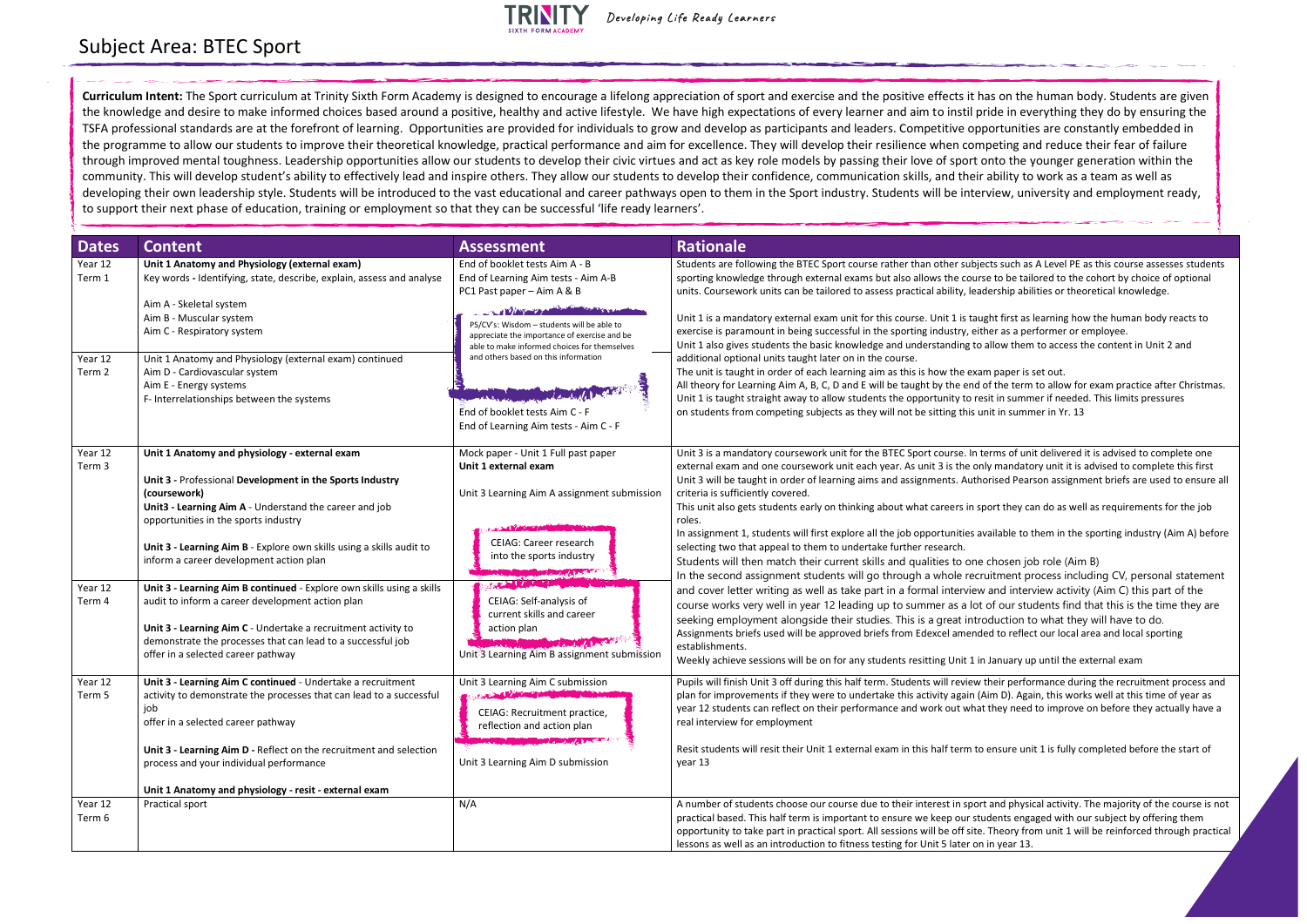# Subject Area: BTEC Sport

**Curriculum Intent:** The Sport curriculum at Trinity Sixth Form Academy is designed to encourage a lifelong appreciation of sport and exercise and the positive effects it has on the human body. Students are given the knowledge and desire to make informed choices based around a positive, healthy and active lifestyle. We have high expectations of every learner and aim to instil pride in everything they do by ensuring the TSFA professional standards are at the forefront of learning. Opportunities are provided for individuals to grow and develop as participants and leaders. Competitive opportunities are constantly embedded in the programme to allow our students to improve their theoretical knowledge, practical performance and aim for excellence. They will develop their resilience when competing and reduce their fear of failure through improved mental toughness. Leadership opportunities allow our students to develop their civic virtues and act as key role models by passing their love of sport onto the younger generation within the community. This will develop student's ability to effectively lead and inspire others. They allow our students to develop their confidence, communication skills, and their ability to work as a team as well as developing their own leadership style. Students will be introduced to the vast educational and career pathways open to them in the Sport industry. Students will be interview, university and employment ready, to support their next phase of education, training or employment so that they can be successful 'life ready learners'.

| Dates | Content | Assessment | Rationale |
|---|---|---|---|
| Year 12 Term 1 | **Unit 1 Anatomy and Physiology (external exam)**<br>Key words - Identifying, state, describe, explain, assess and analyse<br><br>Aim A - Skeletal system<br>Aim B - Muscular system<br>Aim C - Respiratory system | End of booklet tests Aim A - B<br>End of Learning Aim tests - Aim A-B<br>PC1 Past paper – Aim A & B<br><br>PS/CV's: Wisdom – students will be able to appreciate the importance of exercise and be able to make informed choices for themselves and others based on this information | Students are following the BTEC Sport course rather than other subjects such as A Level PE as this course assesses students sporting knowledge through external exams but also allows the course to be tailored to the cohort by choice of optional units. Coursework units can be tailored to assess practical ability, leadership abilities or theoretical knowledge.<br><br>Unit 1 is a mandatory external exam unit for this course. Unit 1 is taught first as learning how the human body reacts to exercise is paramount in being successful in the sporting industry, either as a performer or employee.<br>Unit 1 also gives students the basic knowledge and understanding to allow them to access the content in Unit 2 and additional optional units taught later on in the course.<br>The unit is taught in order of each learning aim as this is how the exam paper is set out.<br>All theory for Learning Aim A, B, C, D and E will be taught by the end of the term to allow for exam practice after Christmas.<br>Unit 1 is taught straight away to allow students the opportunity to resit in summer if needed. This limits pressures on students from competing subjects as they will not be sitting this unit in summer in Yr. 13 |
| Year 12 Term 2 | Unit 1 Anatomy and Physiology (external exam) continued<br>Aim D - Cardiovascular system<br>Aim E - Energy systems<br>F- Interrelationships between the systems | End of booklet tests Aim C - F<br>End of Learning Aim tests - Aim C - F | |
| Year 12 Term 3 | **Unit 1 Anatomy and physiology - external exam**<br><br>**Unit 3 -** Professional **Development in the Sports Industry (coursework)**<br>**Unit3 - Learning Aim A** - Understand the career and job opportunities in the sports industry<br><br>**Unit 3 - Learning Aim B** - Explore own skills using a skills audit to inform a career development action plan | Mock paper - Unit 1 Full past paper<br>**Unit 1 external exam**<br><br>Unit 3 Learning Aim A assignment submission<br><br>CEIAG: Career research into the sports industry | Unit 3 is a mandatory coursework unit for the BTEC Sport course. In terms of unit delivered it is advised to complete one external exam and one coursework unit each year. As unit 3 is the only mandatory unit it is advised to complete this first<br>Unit 3 will be taught in order of learning aims and assignments. Authorised Pearson assignment briefs are used to ensure all criteria is sufficiently covered.<br>This unit also gets students early on thinking about what careers in sport they can do as well as requirements for the job roles.<br>In assignment 1, students will first explore all the job opportunities available to them in the sporting industry (Aim A) before selecting two that appeal to them to undertake further research.<br>Students will then match their current skills and qualities to one chosen job role (Aim B)<br>In the second assignment students will go through a whole recruitment process including CV, personal statement and cover letter writing as well as take part in a formal interview and interview activity (Aim C) this part of the course works very well in year 12 leading up to summer as a lot of our students find that this is the time they are seeking employment alongside their studies. This is a great introduction to what they will have to do.<br>Assignments briefs used will be approved briefs from Edexcel amended to reflect our local area and local sporting establishments.<br>Weekly achieve sessions will be on for any students resitting Unit 1 in January up until the external exam |
| Year 12 Term 4 | **Unit 3 - Learning Aim B continued** - Explore own skills using a skills audit to inform a career development action plan<br><br>**Unit 3 - Learning Aim C** - Undertake a recruitment activity to demonstrate the processes that can lead to a successful job offer in a selected career pathway | CEIAG: Self-analysis of current skills and career action plan<br><br>Unit 3 Learning Aim B assignment submission | |
| Year 12 Term 5 | **Unit 3 - Learning Aim C continued** - Undertake a recruitment activity to demonstrate the processes that can lead to a successful job<br>offer in a selected career pathway<br><br>**Unit 3 - Learning Aim D -** Reflect on the recruitment and selection process and your individual performance<br><br>**Unit 1 Anatomy and physiology - resit - external exam** | Unit 3 Learning Aim C submission<br><br>CEIAG: Recruitment practice, reflection and action plan<br><br>Unit 3 Learning Aim D submission | Pupils will finish Unit 3 off during this half term. Students will review their performance during the recruitment process and plan for improvements if they were to undertake this activity again (Aim D). Again, this works well at this time of year as year 12 students can reflect on their performance and work out what they need to improve on before they actually have a real interview for employment<br><br>Resit students will resit their Unit 1 external exam in this half term to ensure unit 1 is fully completed before the start of year 13 |
| Year 12 Term 6 | Practical sport | N/A | A number of students choose our course due to their interest in sport and physical activity. The majority of the course is not practical based. This half term is important to ensure we keep our students engaged with our subject by offering them opportunity to take part in practical sport. All sessions will be off site. Theory from unit 1 will be reinforced through practical lessons as well as an introduction to fitness testing for Unit 5 later on in year 13. |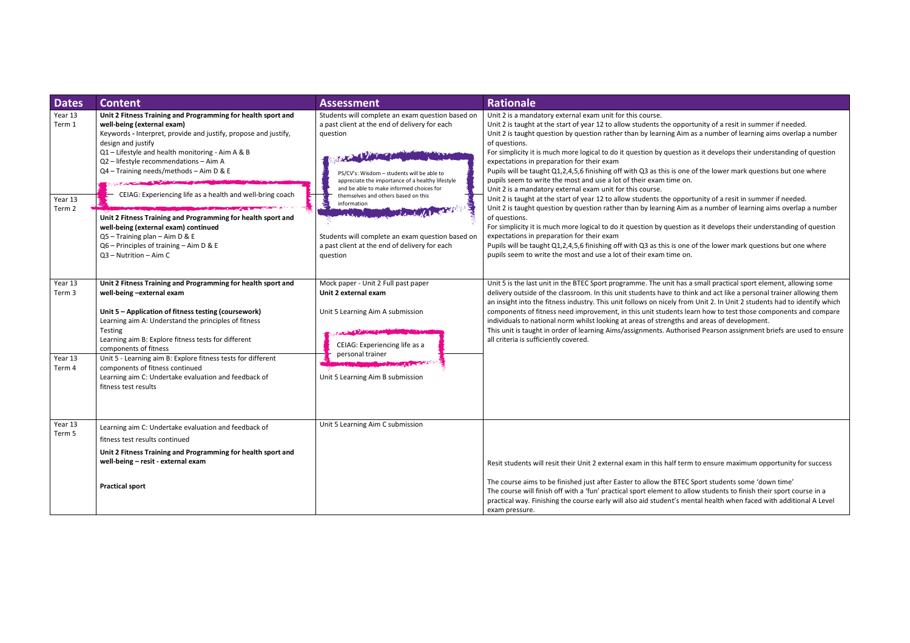| Dates | Content | Assessment | Rationale |
| --- | --- | --- | --- |
| Year 13 Term 1 | **Unit 2 Fitness Training and Programming for health sport and well-being (external exam)**<br>Keywords - Interpret, provide and justify, propose and justify, design and justify<br>Q1 – Lifestyle and health monitoring - Aim A & B<br>Q2 – lifestyle recommendations – Aim A<br>Q4 – Training needs/methods – Aim D & E<br><br>CEIAG: Experiencing life as a health and well-bring coach | Students will complete an exam question based on a past client at the end of delivery for each question<br><br>PS/CV's: Wisdom – students will be able to appreciate the importance of a healthy lifestyle and be able to make informed choices for themselves and others based on this information | Unit 2 is a mandatory external exam unit for this course.<br>Unit 2 is taught at the start of year 12 to allow students the opportunity of a resit in summer if needed.<br>Unit 2 is taught question by question rather than by learning Aim as a number of learning aims overlap a number of questions.<br>For simplicity it is much more logical to do it question by question as it develops their understanding of question expectations in preparation for their exam<br>Pupils will be taught Q1,2,4,5,6 finishing off with Q3 as this is one of the lower mark questions but one where pupils seem to write the most and use a lot of their exam time on. |
| Year 13 Term 2 | **Unit 2 Fitness Training and Programming for health sport and well-being (external exam) continued**<br>Q5 – Training plan – Aim D & E<br>Q6 – Principles of training – Aim D & E<br>Q3 – Nutrition – Aim C | Students will complete an exam question based on a past client at the end of delivery for each question | Unit 2 is a mandatory external exam unit for this course.<br>Unit 2 is taught at the start of year 12 to allow students the opportunity of a resit in summer if needed.<br>Unit 2 is taught question by question rather than by learning Aim as a number of learning aims overlap a number of questions.<br>For simplicity it is much more logical to do it question by question as it develops their understanding of question expectations in preparation for their exam<br>Pupils will be taught Q1,2,4,5,6 finishing off with Q3 as this is one of the lower mark questions but one where pupils seem to write the most and use a lot of their exam time on. |
| Year 13 Term 3 | **Unit 2 Fitness Training and Programming for health sport and well-being –external exam**<br><br>**Unit 5 – Application of fitness testing (coursework)**<br>Learning aim A: Understand the principles of fitness Testing<br>Learning aim B: Explore fitness tests for different components of fitness | Mock paper - Unit 2 Full past paper<br>**Unit 2 external exam**<br><br>Unit 5 Learning Aim A submission<br><br>CEIAG: Experiencing life as a personal trainer | Unit 5 is the last unit in the BTEC Sport programme. The unit has a small practical sport element, allowing some delivery outside of the classroom. In this unit students have to think and act like a personal trainer allowing them an insight into the fitness industry. This unit follows on nicely from Unit 2. In Unit 2 students had to identify which components of fitness need improvement, in this unit students learn how to test those components and compare individuals to national norm whilst looking at areas of strengths and areas of development.<br>This unit is taught in order of learning Aims/assignments. Authorised Pearson assignment briefs are used to ensure all criteria is sufficiently covered. |
| Year 13 Term 4 | Unit 5 - Learning aim B: Explore fitness tests for different components of fitness continued<br>Learning aim C: Undertake evaluation and feedback of fitness test results | Unit 5 Learning Aim B submission | |
| Year 13 Term 5 | Learning aim C: Undertake evaluation and feedback of fitness test results continued<br>**Unit 2 Fitness Training and Programming for health sport and well-being – resit - external exam**<br><br>**Practical sport** | Unit 5 Learning Aim C submission | Resit students will resit their Unit 2 external exam in this half term to ensure maximum opportunity for success<br><br>The course aims to be finished just after Easter to allow the BTEC Sport students some 'down time'<br>The course will finish off with a 'fun' practical sport element to allow students to finish their sport course in a practical way. Finishing the course early will also aid student's mental health when faced with additional A Level exam pressure. |